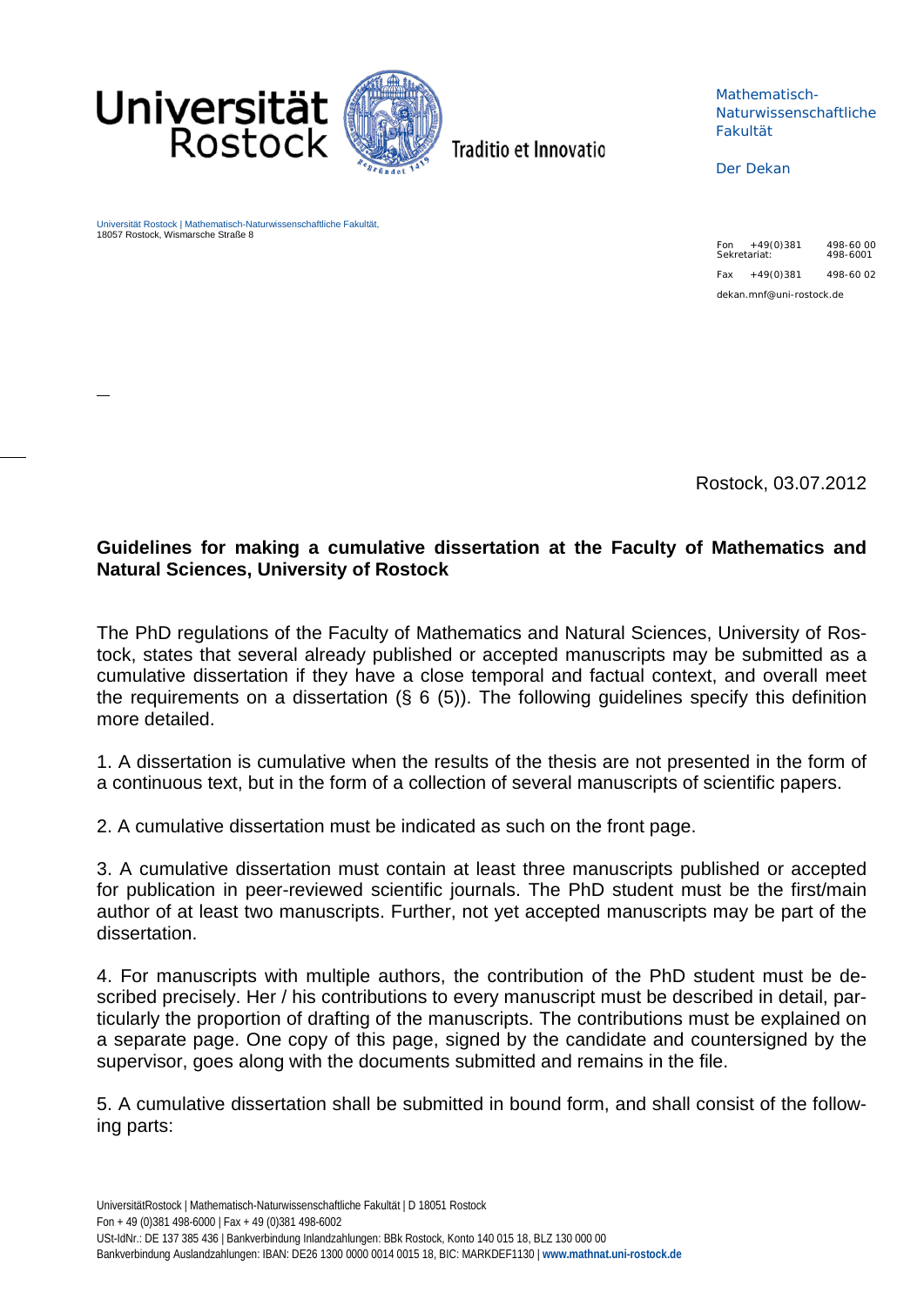Universität Rostock

Traditio et Innovatio

Mathematisch-Naturwissenschaftliche Fakultät

Der Dekan

Universität Rostock | Mathematisch-Naturwissenschaftliche Fakultät,
18057 Rostock, Wismarsche Straße 8

Fon +49(0)381 498-60 00
Sekretariat: 498-6001

Fax +49(0)381 498-60 02

dekan.mnf@uni-rostock.de

Rostock, 03.07.2012

**Guidelines for making a cumulative dissertation at the Faculty of Mathematics and Natural Sciences, University of Rostock**

The PhD regulations of the Faculty of Mathematics and Natural Sciences, University of Rostock, states that several already published or accepted manuscripts may be submitted as a cumulative dissertation if they have a close temporal and factual context, and overall meet the requirements on a dissertation (§ 6 (5)). The following guidelines specify this definition more detailed.

1. A dissertation is cumulative when the results of the thesis are not presented in the form of a continuous text, but in the form of a collection of several manuscripts of scientific papers.

2. A cumulative dissertation must be indicated as such on the front page.

3. A cumulative dissertation must contain at least three manuscripts published or accepted for publication in peer-reviewed scientific journals. The PhD student must be the first/main author of at least two manuscripts. Further, not yet accepted manuscripts may be part of the dissertation.

4. For manuscripts with multiple authors, the contribution of the PhD student must be described precisely. Her / his contributions to every manuscript must be described in detail, particularly the proportion of drafting of the manuscripts. The contributions must be explained on a separate page. One copy of this page, signed by the candidate and countersigned by the supervisor, goes along with the documents submitted and remains in the file.

5. A cumulative dissertation shall be submitted in bound form, and shall consist of the following parts: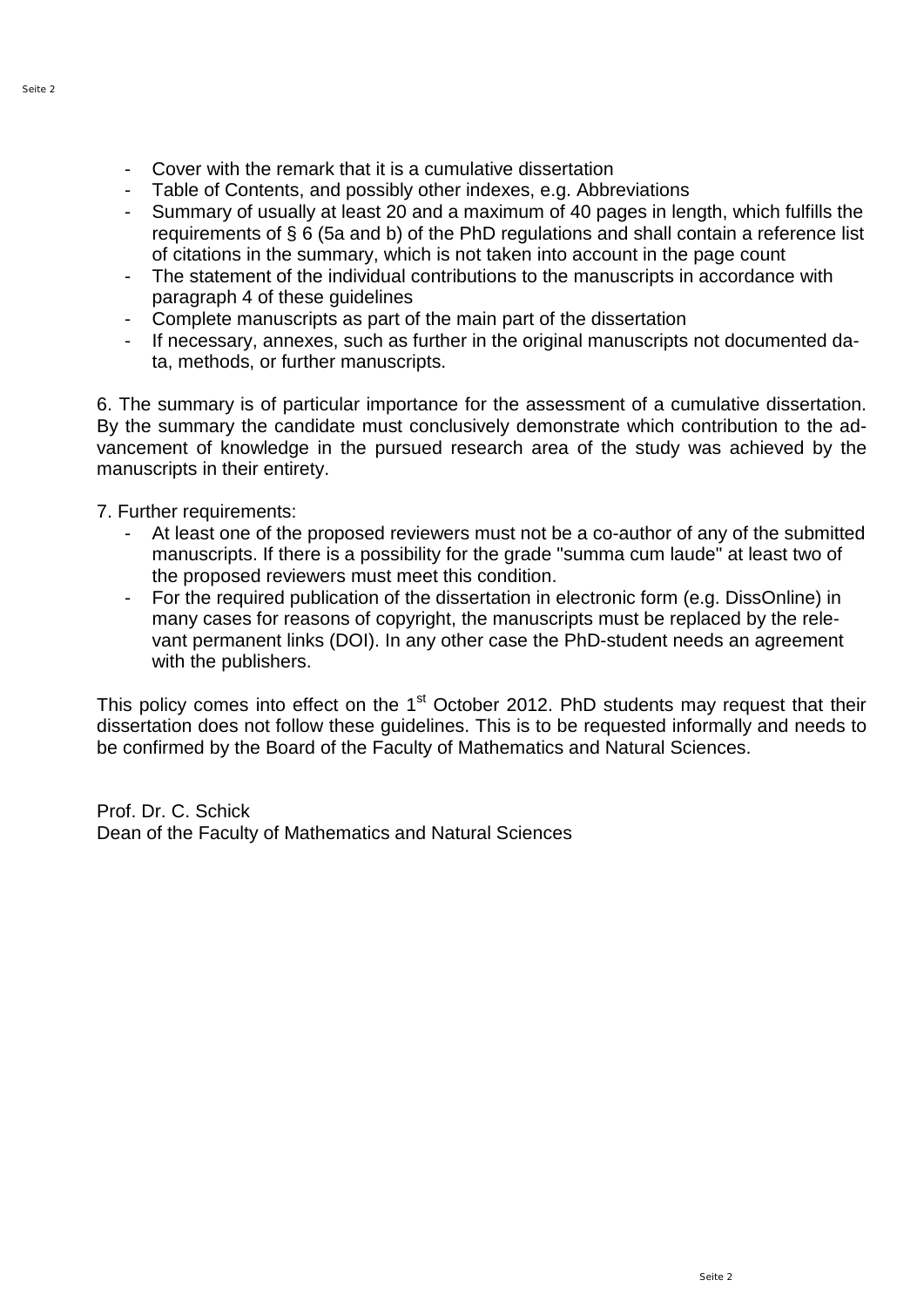- Cover with the remark that it is a cumulative dissertation
- Table of Contents, and possibly other indexes, e.g. Abbreviations
- Summary of usually at least 20 and a maximum of 40 pages in length, which fulfills the requirements of § 6 (5a and b) of the PhD regulations and shall contain a reference list of citations in the summary, which is not taken into account in the page count
- The statement of the individual contributions to the manuscripts in accordance with paragraph 4 of these guidelines
- Complete manuscripts as part of the main part of the dissertation
- If necessary, annexes, such as further in the original manuscripts not documented data, methods, or further manuscripts.

6. The summary is of particular importance for the assessment of a cumulative dissertation. By the summary the candidate must conclusively demonstrate which contribution to the advancement of knowledge in the pursued research area of the study was achieved by the manuscripts in their entirety.

7. Further requirements:
   - At least one of the proposed reviewers must not be a co-author of any of the submitted manuscripts. If there is a possibility for the grade "summa cum laude" at least two of the proposed reviewers must meet this condition.
   - For the required publication of the dissertation in electronic form (e.g. DissOnline) in many cases for reasons of copyright, the manuscripts must be replaced by the relevant permanent links (DOI). In any other case the PhD-student needs an agreement with the publishers.

This policy comes into effect on the 1st October 2012. PhD students may request that their dissertation does not follow these guidelines. This is to be requested informally and needs to be confirmed by the Board of the Faculty of Mathematics and Natural Sciences.

Prof. Dr. C. Schick
Dean of the Faculty of Mathematics and Natural Sciences